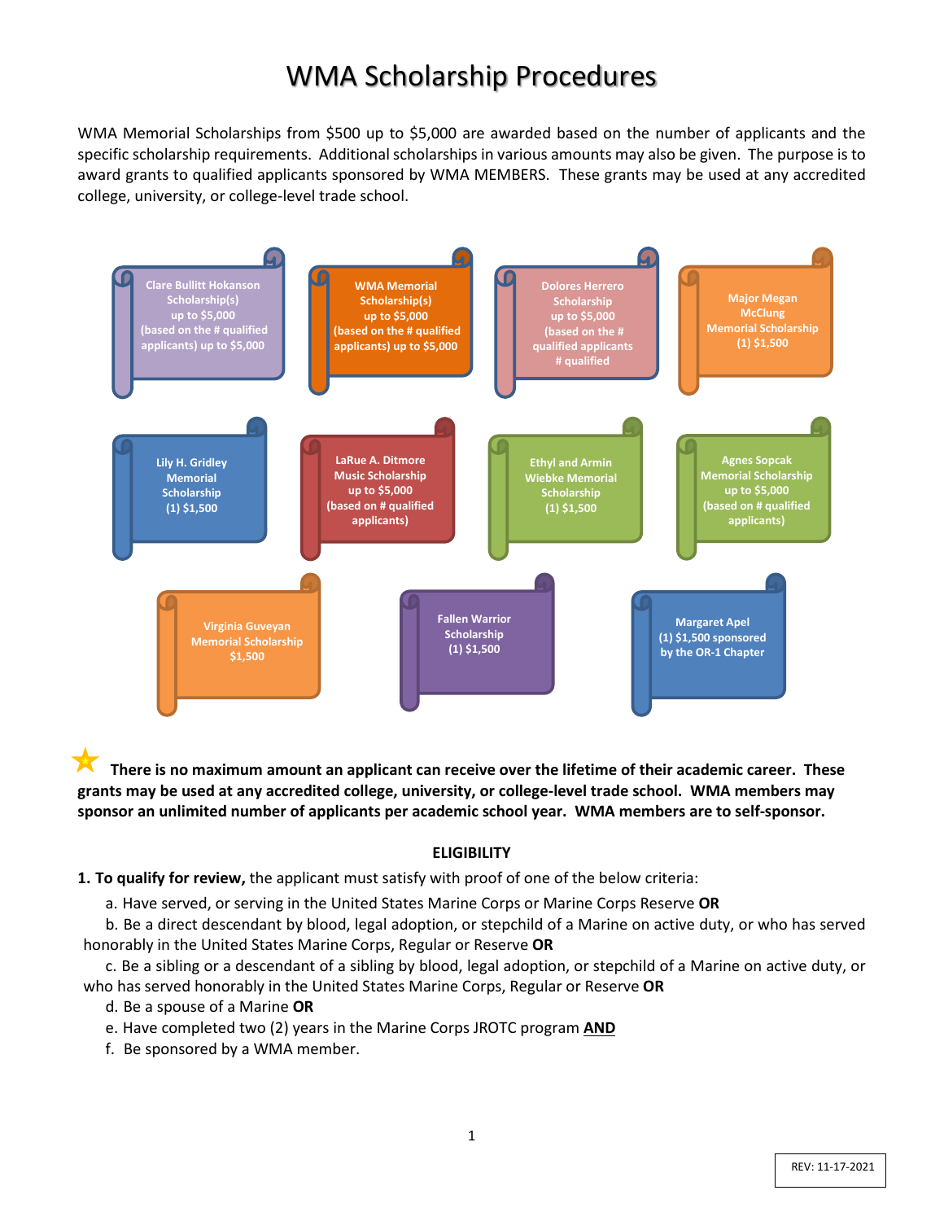# WMA Scholarship Procedures

WMA Memorial Scholarships from $500 up to $5,000 are awarded based on the number of applicants and the specific scholarship requirements. Additional scholarships in various amounts may also be given. The purpose is to award grants to qualified applicants sponsored by WMA MEMBERS. These grants may be used at any accredited college, university, or college-level trade school.

- **Clare Bullitt Hokanson Scholarship(s)** up to $5,000 (based on the # qualified applicants) up to $5,000
- **WMA Memorial Scholarship(s)** up to $5,000 (based on the # qualified applicants) up to $5,000
- **Dolores Herrero Scholarship** up to $5,000 (based on the # qualified applicants # qualified
- **Major Megan McClung Memorial Scholarship** (1) $1,500
- **Lily H. Gridley Memorial Scholarship** (1) $1,500
- **LaRue A. Ditmore Music Scholarship** up to $5,000 (based on # qualified applicants)
- **Ethyl and Armin Wiebke Memorial Scholarship** (1) $1,500
- **Agnes Sopcak Memorial Scholarship** up to $5,000 (based on # qualified applicants)
- **Virginia Guveyan Memorial Scholarship** $1,500
- **Fallen Warrior Scholarship** (1) $1,500
- **Margaret Apel** (1) $1,500 sponsored by the OR-1 Chapter

★ **There is no maximum amount an applicant can receive over the lifetime of their academic career. These grants may be used at any accredited college, university, or college-level trade school. WMA members may sponsor an unlimited number of applicants per academic school year. WMA members are to self-sponsor.**

## ELIGIBILITY

**1. To qualify for review,** the applicant must satisfy with proof of one of the below criteria:

a. Have served, or serving in the United States Marine Corps or Marine Corps Reserve **OR**

b. Be a direct descendant by blood, legal adoption, or stepchild of a Marine on active duty, or who has served honorably in the United States Marine Corps, Regular or Reserve **OR**

c. Be a sibling or a descendant of a sibling by blood, legal adoption, or stepchild of a Marine on active duty, or who has served honorably in the United States Marine Corps, Regular or Reserve **OR**

d. Be a spouse of a Marine **OR**

e. Have completed two (2) years in the Marine Corps JROTC program **AND**

f. Be sponsored by a WMA member.

REV: 11-17-2021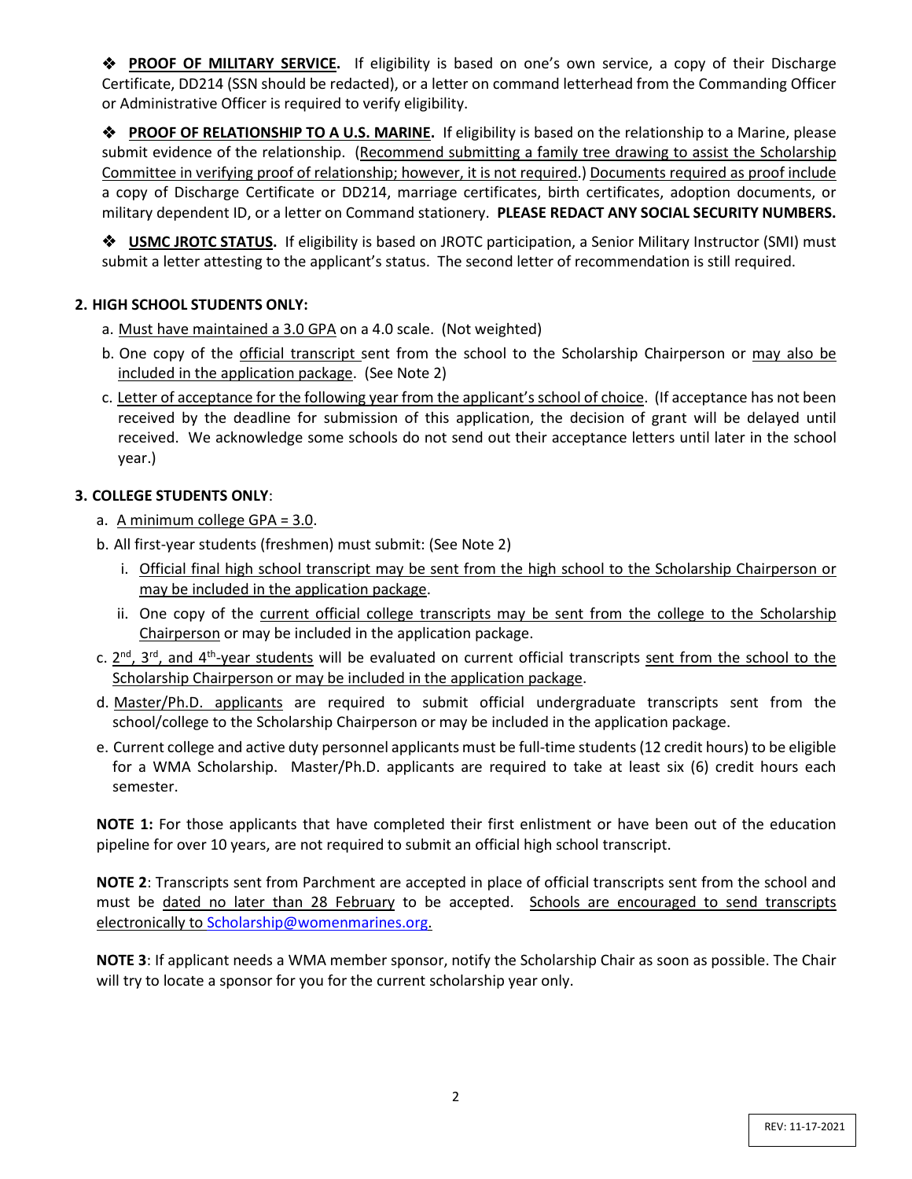❖ **PROOF OF MILITARY SERVICE.** If eligibility is based on one's own service, a copy of their Discharge Certificate, DD214 (SSN should be redacted), or a letter on command letterhead from the Commanding Officer or Administrative Officer is required to verify eligibility.

❖ **PROOF OF RELATIONSHIP TO A U.S. MARINE.** If eligibility is based on the relationship to a Marine, please submit evidence of the relationship. (Recommend submitting a family tree drawing to assist the Scholarship Committee in verifying proof of relationship; however, it is not required.) Documents required as proof include a copy of Discharge Certificate or DD214, marriage certificates, birth certificates, adoption documents, or military dependent ID, or a letter on Command stationery. **PLEASE REDACT ANY SOCIAL SECURITY NUMBERS.**

❖ **USMC JROTC STATUS.** If eligibility is based on JROTC participation, a Senior Military Instructor (SMI) must submit a letter attesting to the applicant's status. The second letter of recommendation is still required.

**2. HIGH SCHOOL STUDENTS ONLY:**

a. Must have maintained a 3.0 GPA on a 4.0 scale. (Not weighted)

b. One copy of the official transcript sent from the school to the Scholarship Chairperson or may also be included in the application package. (See Note 2)

c. Letter of acceptance for the following year from the applicant's school of choice. (If acceptance has not been received by the deadline for submission of this application, the decision of grant will be delayed until received. We acknowledge some schools do not send out their acceptance letters until later in the school year.)

**3. COLLEGE STUDENTS ONLY**:

a. A minimum college GPA = 3.0.

b. All first-year students (freshmen) must submit: (See Note 2)

   i. Official final high school transcript may be sent from the high school to the Scholarship Chairperson or may be included in the application package.

   ii. One copy of the current official college transcripts may be sent from the college to the Scholarship Chairperson or may be included in the application package.

c. 2nd, 3rd, and 4th-year students will be evaluated on current official transcripts sent from the school to the Scholarship Chairperson or may be included in the application package.

d. Master/Ph.D. applicants are required to submit official undergraduate transcripts sent from the school/college to the Scholarship Chairperson or may be included in the application package.

e. Current college and active duty personnel applicants must be full-time students (12 credit hours) to be eligible for a WMA Scholarship. Master/Ph.D. applicants are required to take at least six (6) credit hours each semester.

**NOTE 1:** For those applicants that have completed their first enlistment or have been out of the education pipeline for over 10 years, are not required to submit an official high school transcript.

**NOTE 2**: Transcripts sent from Parchment are accepted in place of official transcripts sent from the school and must be dated no later than 28 February to be accepted. Schools are encouraged to send transcripts electronically to Scholarship@womenmarines.org.

**NOTE 3**: If applicant needs a WMA member sponsor, notify the Scholarship Chair as soon as possible. The Chair will try to locate a sponsor for you for the current scholarship year only.

REV: 11-17-2021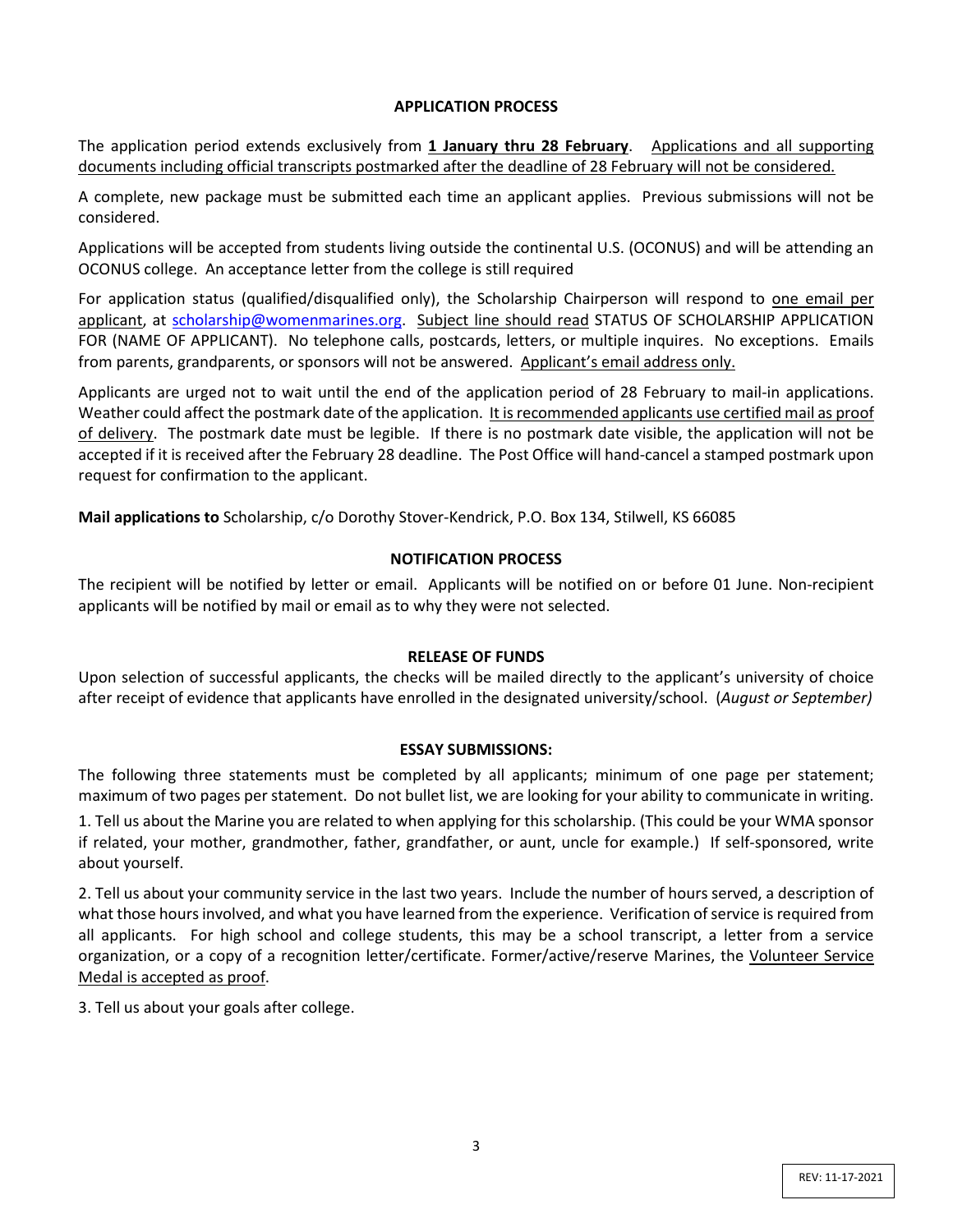## APPLICATION PROCESS

The application period extends exclusively from **1 January thru 28 February**. Applications and all supporting documents including official transcripts postmarked after the deadline of 28 February will not be considered.

A complete, new package must be submitted each time an applicant applies. Previous submissions will not be considered.

Applications will be accepted from students living outside the continental U.S. (OCONUS) and will be attending an OCONUS college. An acceptance letter from the college is still required

For application status (qualified/disqualified only), the Scholarship Chairperson will respond to one email per applicant, at scholarship@womenmarines.org. Subject line should read STATUS OF SCHOLARSHIP APPLICATION FOR (NAME OF APPLICANT). No telephone calls, postcards, letters, or multiple inquires. No exceptions. Emails from parents, grandparents, or sponsors will not be answered. Applicant's email address only.

Applicants are urged not to wait until the end of the application period of 28 February to mail-in applications. Weather could affect the postmark date of the application. It is recommended applicants use certified mail as proof of delivery. The postmark date must be legible. If there is no postmark date visible, the application will not be accepted if it is received after the February 28 deadline. The Post Office will hand-cancel a stamped postmark upon request for confirmation to the applicant.

**Mail applications to** Scholarship, c/o Dorothy Stover-Kendrick, P.O. Box 134, Stilwell, KS 66085

## NOTIFICATION PROCESS

The recipient will be notified by letter or email. Applicants will be notified on or before 01 June. Non-recipient applicants will be notified by mail or email as to why they were not selected.

## RELEASE OF FUNDS

Upon selection of successful applicants, the checks will be mailed directly to the applicant's university of choice after receipt of evidence that applicants have enrolled in the designated university/school. (*August or September)*

## ESSAY SUBMISSIONS:

The following three statements must be completed by all applicants; minimum of one page per statement; maximum of two pages per statement. Do not bullet list, we are looking for your ability to communicate in writing.

1. Tell us about the Marine you are related to when applying for this scholarship. (This could be your WMA sponsor if related, your mother, grandmother, father, grandfather, or aunt, uncle for example.) If self-sponsored, write about yourself.

2. Tell us about your community service in the last two years. Include the number of hours served, a description of what those hours involved, and what you have learned from the experience. Verification of service is required from all applicants. For high school and college students, this may be a school transcript, a letter from a service organization, or a copy of a recognition letter/certificate. Former/active/reserve Marines, the Volunteer Service Medal is accepted as proof.

3. Tell us about your goals after college.

REV: 11-17-2021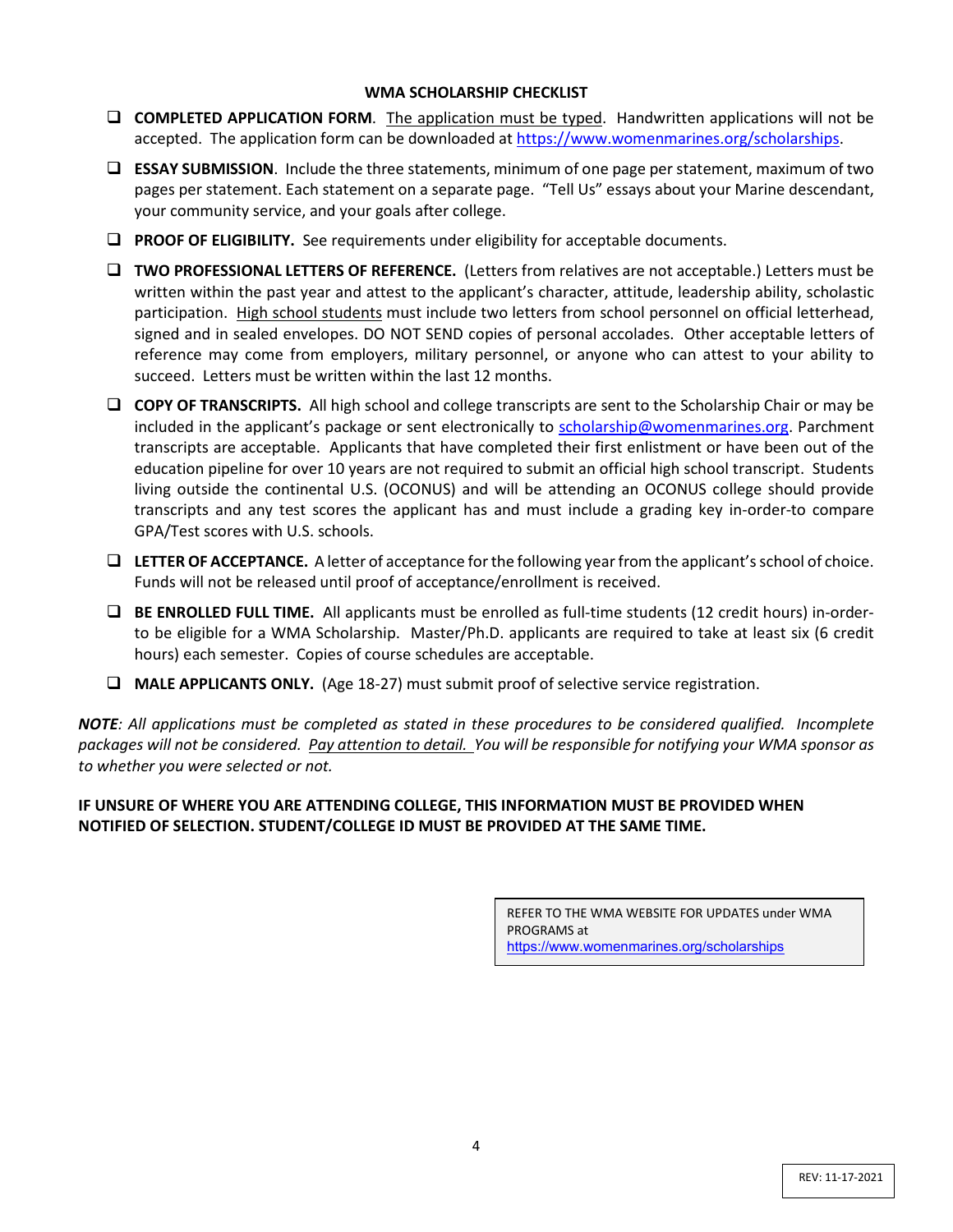## WMA SCHOLARSHIP CHECKLIST

- ❑ **COMPLETED APPLICATION FORM**. The application must be typed. Handwritten applications will not be accepted. The application form can be downloaded at https://www.womenmarines.org/scholarships.
- ❑ **ESSAY SUBMISSION**. Include the three statements, minimum of one page per statement, maximum of two pages per statement. Each statement on a separate page. "Tell Us" essays about your Marine descendant, your community service, and your goals after college.
- ❑ **PROOF OF ELIGIBILITY.** See requirements under eligibility for acceptable documents.
- ❑ **TWO PROFESSIONAL LETTERS OF REFERENCE.** (Letters from relatives are not acceptable.) Letters must be written within the past year and attest to the applicant's character, attitude, leadership ability, scholastic participation. High school students must include two letters from school personnel on official letterhead, signed and in sealed envelopes. DO NOT SEND copies of personal accolades. Other acceptable letters of reference may come from employers, military personnel, or anyone who can attest to your ability to succeed. Letters must be written within the last 12 months.
- ❑ **COPY OF TRANSCRIPTS.** All high school and college transcripts are sent to the Scholarship Chair or may be included in the applicant's package or sent electronically to scholarship@womenmarines.org. Parchment transcripts are acceptable. Applicants that have completed their first enlistment or have been out of the education pipeline for over 10 years are not required to submit an official high school transcript. Students living outside the continental U.S. (OCONUS) and will be attending an OCONUS college should provide transcripts and any test scores the applicant has and must include a grading key in-order-to compare GPA/Test scores with U.S. schools.
- ❑ **LETTER OF ACCEPTANCE.** A letter of acceptance for the following year from the applicant's school of choice. Funds will not be released until proof of acceptance/enrollment is received.
- ❑ **BE ENROLLED FULL TIME.** All applicants must be enrolled as full-time students (12 credit hours) in-order-to be eligible for a WMA Scholarship. Master/Ph.D. applicants are required to take at least six (6 credit hours) each semester. Copies of course schedules are acceptable.
- ❑ **MALE APPLICANTS ONLY.** (Age 18-27) must submit proof of selective service registration.

***NOTE****: All applications must be completed as stated in these procedures to be considered qualified. Incomplete packages will not be considered. Pay attention to detail. You will be responsible for notifying your WMA sponsor as to whether you were selected or not.*

**IF UNSURE OF WHERE YOU ARE ATTENDING COLLEGE, THIS INFORMATION MUST BE PROVIDED WHEN NOTIFIED OF SELECTION. STUDENT/COLLEGE ID MUST BE PROVIDED AT THE SAME TIME.**

REFER TO THE WMA WEBSITE FOR UPDATES under WMA PROGRAMS at https://www.womenmarines.org/scholarships

REV: 11-17-2021